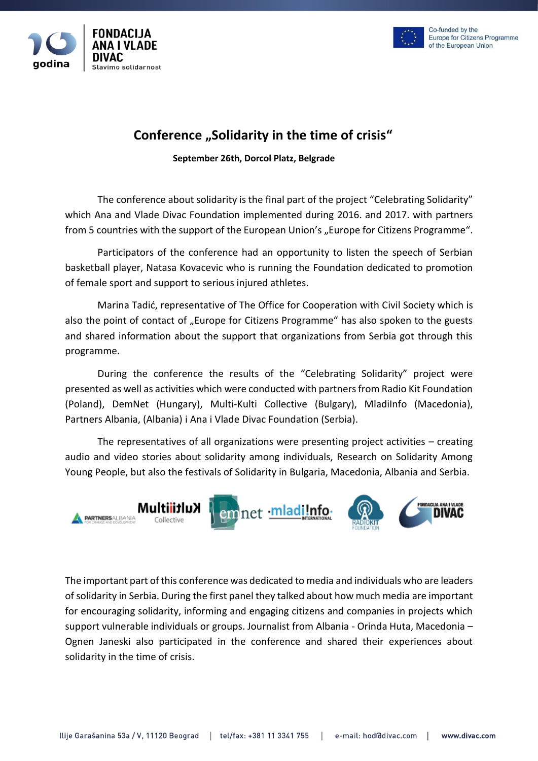# Conference „Solidarity in the time of crisis“

**September 26th, Dorcol Platz, Belgrade**

The conference about solidarity is the final part of the project “Celebrating Solidarity” which Ana and Vlade Divac Foundation implemented during 2016. and 2017. with partners from 5 countries with the support of the European Union’s „Europe for Citizens Programme“.

Participators of the conference had an opportunity to listen the speech of Serbian basketball player, Natasa Kovacevic who is running the Foundation dedicated to promotion of female sport and support to serious injured athletes.

Marina Tadić, representative of The Office for Cooperation with Civil Society which is also the point of contact of „Europe for Citizens Programme“ has also spoken to the guests and shared information about the support that organizations from Serbia got through this programme.

During the conference the results of the “Celebrating Solidarity” project were presented as well as activities which were conducted with partners from Radio Kit Foundation (Poland), DemNet (Hungary), Multi-Kulti Collective (Bulgary), MladiInfo (Macedonia), Partners Albania, (Albania) i Ana i Vlade Divac Foundation (Serbia).

The representatives of all organizations were presenting project activities – creating audio and video stories about solidarity among individuals, Research on Solidarity Among Young People, but also the festivals of Solidarity in Bulgaria, Macedonia, Albania and Serbia.

The important part of this conference was dedicated to media and individuals who are leaders of solidarity in Serbia. During the first panel they talked about how much media are important for encouraging solidarity, informing and engaging citizens and companies in projects which support vulnerable individuals or groups. Journalist from Albania - Orinda Huta, Macedonia – Ognen Janeski also participated in the conference and shared their experiences about solidarity in the time of crisis.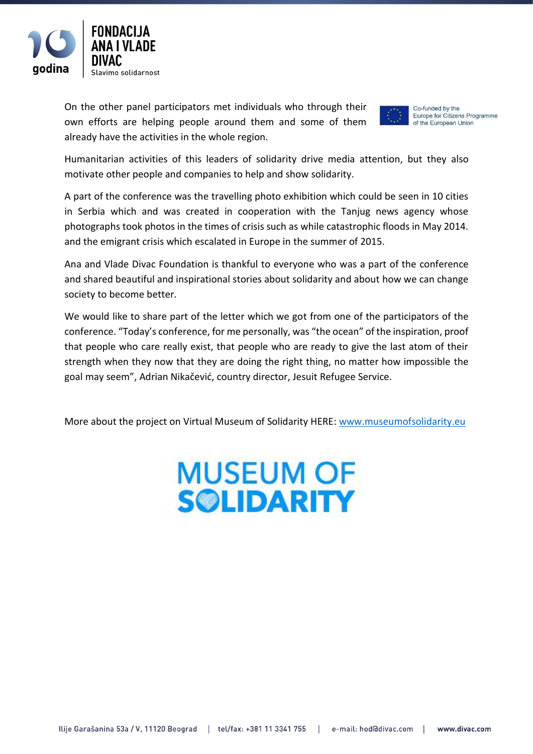On the other panel participators met individuals who through their own efforts are helping people around them and some of them already have the activities in the whole region.

Co-funded by the Europe for Citizens Programme of the European Union

Humanitarian activities of this leaders of solidarity drive media attention, but they also motivate other people and companies to help and show solidarity.

A part of the conference was the travelling photo exhibition which could be seen in 10 cities in Serbia which and was created in cooperation with the Tanjug news agency whose photographs took photos in the times of crisis such as while catastrophic floods in May 2014. and the emigrant crisis which escalated in Europe in the summer of 2015.

Ana and Vlade Divac Foundation is thankful to everyone who was a part of the conference and shared beautiful and inspirational stories about solidarity and about how we can change society to become better.

We would like to share part of the letter which we got from one of the participators of the conference. "Today's conference, for me personally, was "the ocean" of the inspiration, proof that people who care really exist, that people who are ready to give the last atom of their strength when they now that they are doing the right thing, no matter how impossible the goal may seem", Adrian Nikačević, country director, Jesuit Refugee Service.

More about the project on Virtual Museum of Solidarity HERE: www.museumofsolidarity.eu

MUSEUM OF SOLIDARITY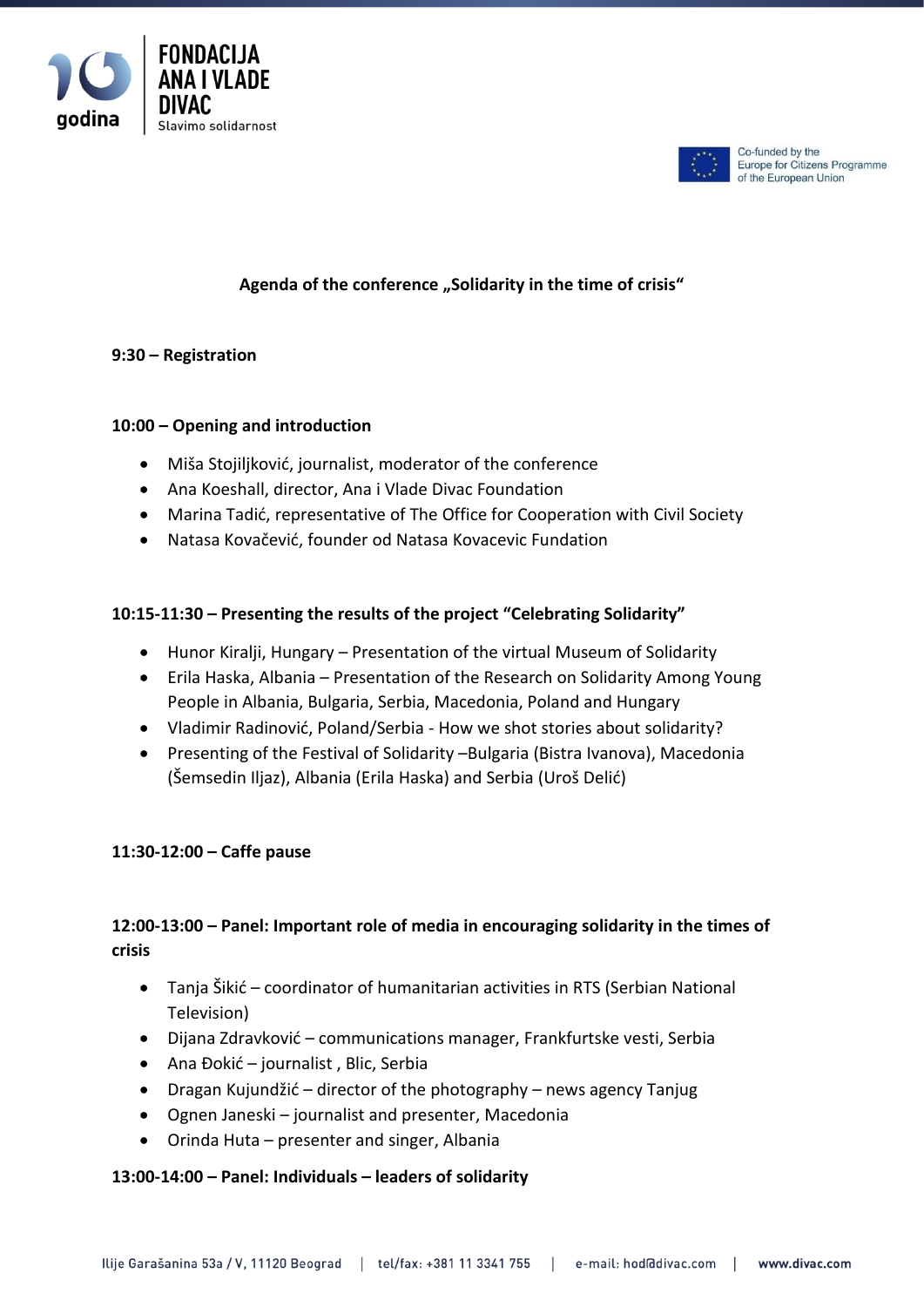FONDACIJA ANA I VLADE DIVAC
Slavimo solidarnost

Co-funded by the Europe for Citizens Programme of the European Union

**Agenda of the conference „Solidarity in the time of crisis“**

**9:30 – Registration**

**10:00 – Opening and introduction**

- Miša Stojiljković, journalist, moderator of the conference
- Ana Koeshall, director, Ana i Vlade Divac Foundation
- Marina Tadić, representative of The Office for Cooperation with Civil Society
- Natasa Kovačević, founder od Natasa Kovacevic Fundation

**10:15-11:30 – Presenting the results of the project “Celebrating Solidarity”**

- Hunor Kiralji, Hungary – Presentation of the virtual Museum of Solidarity
- Erila Haska, Albania – Presentation of the Research on Solidarity Among Young People in Albania, Bulgaria, Serbia, Macedonia, Poland and Hungary
- Vladimir Radinović, Poland/Serbia - How we shot stories about solidarity?
- Presenting of the Festival of Solidarity –Bulgaria (Bistra Ivanova), Macedonia (Šemsedin Iljaz), Albania (Erila Haska) and Serbia (Uroš Delić)

**11:30-12:00 – Caffe pause**

**12:00-13:00 – Panel: Important role of media in encouraging solidarity in the times of crisis**

- Tanja Šikić – coordinator of humanitarian activities in RTS (Serbian National Television)
- Dijana Zdravković – communications manager, Frankfurtske vesti, Serbia
- Ana Đokić – journalist , Blic, Serbia
- Dragan Kujundžić – director of the photography – news agency Tanjug
- Ognen Janeski – journalist and presenter, Macedonia
- Orinda Huta – presenter and singer, Albania

**13:00-14:00 – Panel: Individuals – leaders of solidarity**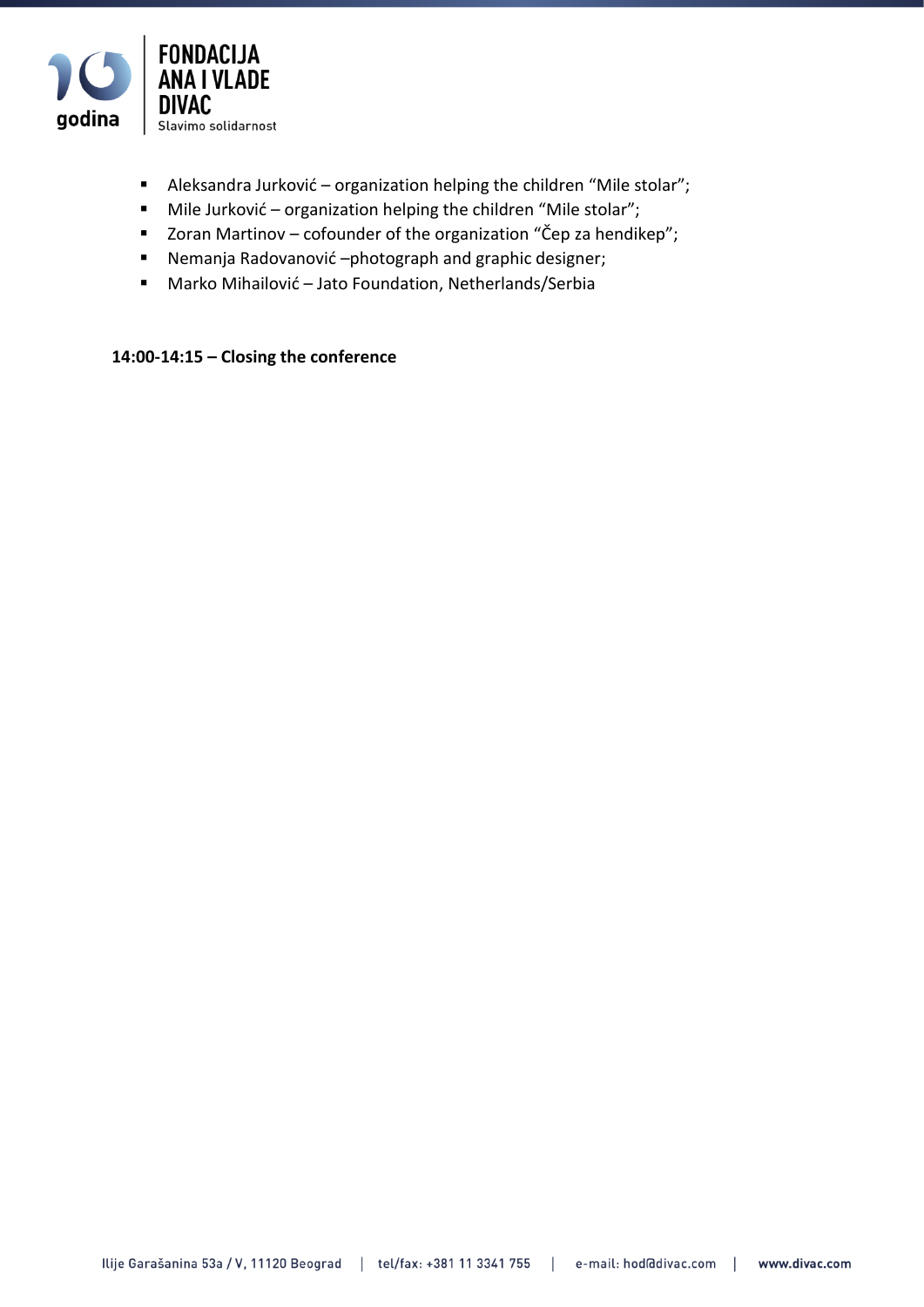- Aleksandra Jurković – organization helping the children "Mile stolar";
- Mile Jurković – organization helping the children "Mile stolar";
- Zoran Martinov – cofounder of the organization "Čep za hendikep";
- Nemanja Radovanović –photograph and graphic designer;
- Marko Mihailović – Jato Foundation, Netherlands/Serbia

**14:00-14:15 – Closing the conference**